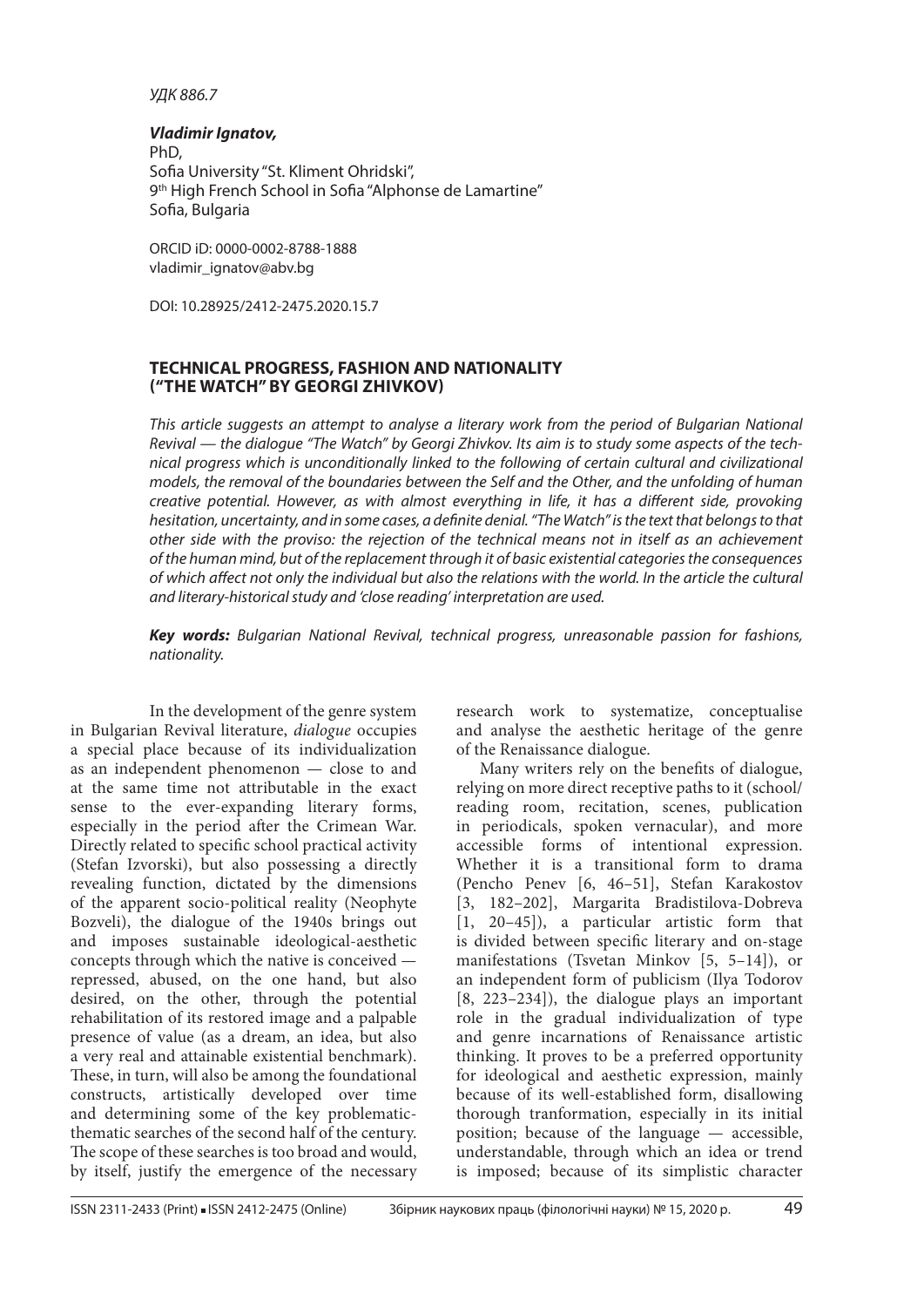*УДК 886.7*

***Vladimir Ignatov,***
PhD,
Sofia University "St. Kliment Ohridski",
9th High French School in Sofia "Alphonse de Lamartine"
Sofia, Bulgaria

ORCID iD: 0000-0002-8788-1888
vladimir_ignatov@abv.bg

DOI: 10.28925/2412-2475.2020.15.7

## TECHNICAL PROGRESS, FASHION AND NATIONALITY ("THE WATCH" BY GEORGI ZHIVKOV)

*This article suggests an attempt to analyse a literary work from the period of Bulgarian National Revival — the dialogue "The Watch" by Georgi Zhivkov. Its aim is to study some aspects of the technical progress which is unconditionally linked to the following of certain cultural and civilizational models, the removal of the boundaries between the Self and the Other, and the unfolding of human creative potential. However, as with almost everything in life, it has a different side, provoking hesitation, uncertainty, and in some cases, a definite denial. "The Watch" is the text that belongs to that other side with the proviso: the rejection of the technical means not in itself as an achievement of the human mind, but of the replacement through it of basic existential categories the consequences of which affect not only the individual but also the relations with the world. In the article the cultural and literary-historical study and 'close reading' interpretation are used.*

***Key words:*** *Bulgarian National Revival, technical progress, unreasonable passion for fashions, nationality.*

In the development of the genre system in Bulgarian Revival literature, *dialogue* occupies a special place because of its individualization as an independent phenomenon — close to and at the same time not attributable in the exact sense to the ever-expanding literary forms, especially in the period after the Crimean War. Directly related to specific school practical activity (Stefan Izvorski), but also possessing a directly revealing function, dictated by the dimensions of the apparent socio-political reality (Neophyte Bozveli), the dialogue of the 1940s brings out and imposes sustainable ideological-aesthetic concepts through which the native is conceived — repressed, abused, on the one hand, but also desired, on the other, through the potential rehabilitation of its restored image and a palpable presence of value (as a dream, an idea, but also a very real and attainable existential benchmark). These, in turn, will also be among the foundational constructs, artistically developed over time and determining some of the key problematic-thematic searches of the second half of the century. The scope of these searches is too broad and would, by itself, justify the emergence of the necessary research work to systematize, conceptualise and analyse the aesthetic heritage of the genre of the Renaissance dialogue.

Many writers rely on the benefits of dialogue, relying on more direct receptive paths to it (school/reading room, recitation, scenes, publication in periodicals, spoken vernacular), and more accessible forms of intentional expression. Whether it is a transitional form to drama (Pencho Penev [6, 46–51], Stefan Karakostov [3, 182–202], Margarita Bradistilova-Dobreva [1, 20–45]), a particular artistic form that is divided between specific literary and on-stage manifestations (Tsvetan Minkov [5, 5–14]), or an independent form of publicism (Ilya Todorov [8, 223–234]), the dialogue plays an important role in the gradual individualization of type and genre incarnations of Renaissance artistic thinking. It proves to be a preferred opportunity for ideological and aesthetic expression, mainly because of its well-established form, disallowing thorough tranformation, especially in its initial position; because of the language — accessible, understandable, through which an idea or trend is imposed; because of its simplistic character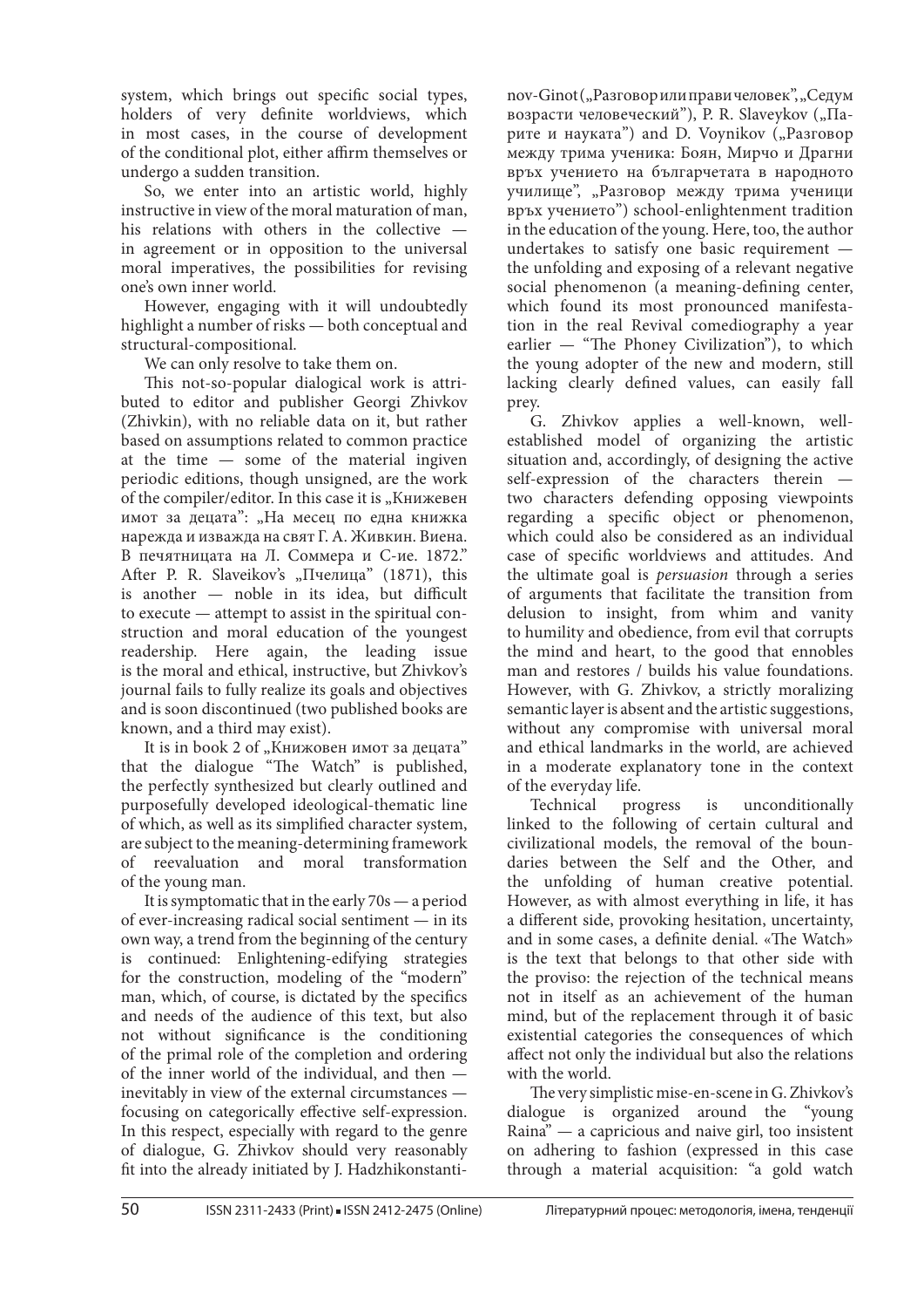system, which brings out specific social types, holders of very definite worldviews, which in most cases, in the course of development of the conditional plot, either affirm themselves or undergo a sudden transition.

So, we enter into an artistic world, highly instructive in view of the moral maturation of man, his relations with others in the collective — in agreement or in opposition to the universal moral imperatives, the possibilities for revising one's own inner world.

However, engaging with it will undoubtedly highlight a number of risks — both conceptual and structural-compositional.

We can only resolve to take them on.

This not-so-popular dialogical work is attributed to editor and publisher Georgi Zhivkov (Zhivkin), with no reliable data on it, but rather based on assumptions related to common practice at the time — some of the material ingiven periodic editions, though unsigned, are the work of the compiler/editor. In this case it is „Книжевен имот за децата": „На месец по една книжка нарежда и изважда на свят Г. А. Живкин. Виена. В печятницата на Л. Соммера и С-ие. 1872." After P. R. Slaveikov's „Пчелица" (1871), this is another — noble in its idea, but difficult to execute — attempt to assist in the spiritual construction and moral education of the youngest readership. Here again, the leading issue is the moral and ethical, instructive, but Zhivkov's journal fails to fully realize its goals and objectives and is soon discontinued (two published books are known, and a third may exist).

It is in book 2 of „Книжовен имот за децата" that the dialogue "The Watch" is published, the perfectly synthesized but clearly outlined and purposefully developed ideological-thematic line of which, as well as its simplified character system, are subject to the meaning-determining framework of reevaluation and moral transformation of the young man.

It is symptomatic that in the early 70s — a period of ever-increasing radical social sentiment — in its own way, a trend from the beginning of the century is continued: Enlightening-edifying strategies for the construction, modeling of the "modern" man, which, of course, is dictated by the specifics and needs of the audience of this text, but also not without significance is the conditioning of the primal role of the completion and ordering of the inner world of the individual, and then — inevitably in view of the external circumstances — focusing on categorically effective self-expression. In this respect, especially with regard to the genre of dialogue, G. Zhivkov should very reasonably fit into the already initiated by J. Hadzhikonstantinov-Ginot („Разговор или прави человек", „Седум возрасти человеческий"), P. R. Slaveykov („Парите и науката") and D. Voynikov („Разговор между трима ученика: Боян, Мирчо и Драгни върх учението на българчетата в народното училище", „Разговор между трима ученици върх учението") school-enlightenment tradition in the education of the young. Here, too, the author undertakes to satisfy one basic requirement — the unfolding and exposing of a relevant negative social phenomenon (a meaning-defining center, which found its most pronounced manifestation in the real Revival comediography a year earlier — "The Phoney Civilization"), to which the young adopter of the new and modern, still lacking clearly defined values, can easily fall prey.

G. Zhivkov applies a well-known, well-established model of organizing the artistic situation and, accordingly, of designing the active self-expression of the characters therein — two characters defending opposing viewpoints regarding a specific object or phenomenon, which could also be considered as an individual case of specific worldviews and attitudes. And the ultimate goal is *persuasion* through a series of arguments that facilitate the transition from delusion to insight, from whim and vanity to humility and obedience, from evil that corrupts the mind and heart, to the good that ennobles man and restores / builds his value foundations. However, with G. Zhivkov, a strictly moralizing semantic layer is absent and the artistic suggestions, without any compromise with universal moral and ethical landmarks in the world, are achieved in a moderate explanatory tone in the context of the everyday life.

Technical progress is unconditionally linked to the following of certain cultural and civilizational models, the removal of the boundaries between the Self and the Other, and the unfolding of human creative potential. However, as with almost everything in life, it has a different side, provoking hesitation, uncertainty, and in some cases, a definite denial. «The Watch» is the text that belongs to that other side with the proviso: the rejection of the technical means not in itself as an achievement of the human mind, but of the replacement through it of basic existential categories the consequences of which affect not only the individual but also the relations with the world.

The very simplistic mise-en-scene in G. Zhivkov's dialogue is organized around the "young Raina" — a capricious and naive girl, too insistent on adhering to fashion (expressed in this case through a material acquisition: "a gold watch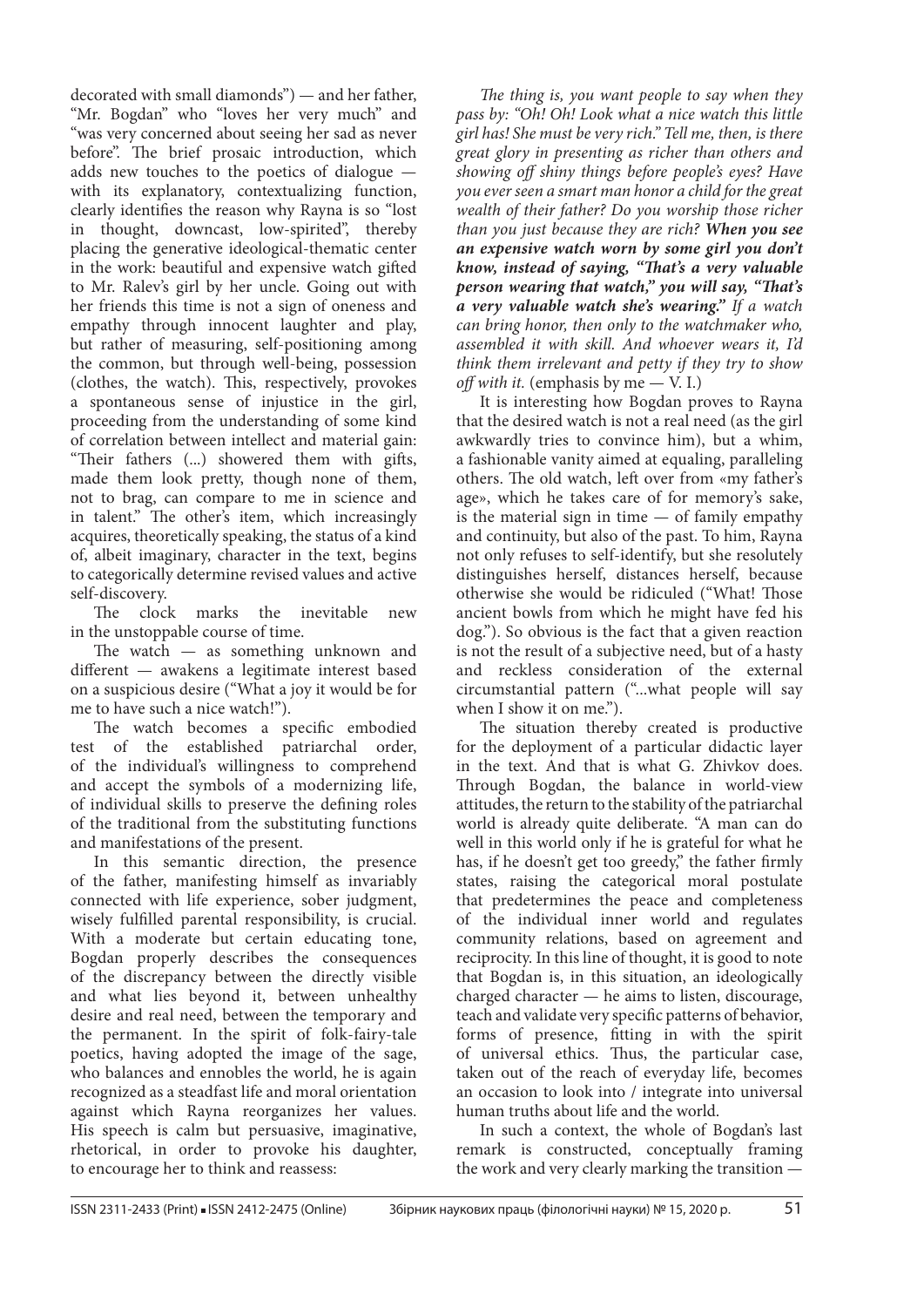decorated with small diamonds") — and her father, "Mr. Bogdan" who "loves her very much" and "was very concerned about seeing her sad as never before". The brief prosaic introduction, which adds new touches to the poetics of dialogue — with its explanatory, contextualizing function, clearly identifies the reason why Rayna is so "lost in thought, downcast, low-spirited", thereby placing the generative ideological-thematic center in the work: beautiful and expensive watch gifted to Mr. Ralev's girl by her uncle. Going out with her friends this time is not a sign of oneness and empathy through innocent laughter and play, but rather of measuring, self-positioning among the common, but through well-being, possession (clothes, the watch). This, respectively, provokes a spontaneous sense of injustice in the girl, proceeding from the understanding of some kind of correlation between intellect and material gain: "Their fathers (...) showered them with gifts, made them look pretty, though none of them, not to brag, can compare to me in science and in talent." The other's item, which increasingly acquires, theoretically speaking, the status of a kind of, albeit imaginary, character in the text, begins to categorically determine revised values and active self-discovery.

The clock marks the inevitable new in the unstoppable course of time.

The watch — as something unknown and different — awakens a legitimate interest based on a suspicious desire ("What a joy it would be for me to have such a nice watch!").

The watch becomes a specific embodied test of the established patriarchal order, of the individual's willingness to comprehend and accept the symbols of a modernizing life, of individual skills to preserve the defining roles of the traditional from the substituting functions and manifestations of the present.

In this semantic direction, the presence of the father, manifesting himself as invariably connected with life experience, sober judgment, wisely fulfilled parental responsibility, is crucial. With a moderate but certain educating tone, Bogdan properly describes the consequences of the discrepancy between the directly visible and what lies beyond it, between unhealthy desire and real need, between the temporary and the permanent. In the spirit of folk-fairy-tale poetics, having adopted the image of the sage, who balances and ennobles the world, he is again recognized as a steadfast life and moral orientation against which Rayna reorganizes her values. His speech is calm but persuasive, imaginative, rhetorical, in order to provoke his daughter, to encourage her to think and reassess:

*The thing is, you want people to say when they pass by: "Oh! Oh! Look what a nice watch this little girl has! She must be very rich." Tell me, then, is there great glory in presenting as richer than others and showing off shiny things before people's eyes? Have you ever seen a smart man honor a child for the great wealth of their father? Do you worship those richer than you just because they are rich? **When you see an expensive watch worn by some girl you don't know, instead of saying, "That's a very valuable person wearing that watch," you will say, "That's a very valuable watch she's wearing."** If a watch can bring honor, then only to the watchmaker who, assembled it with skill. And whoever wears it, I'd think them irrelevant and petty if they try to show off with it.* (emphasis by me — V. I.)

It is interesting how Bogdan proves to Rayna that the desired watch is not a real need (as the girl awkwardly tries to convince him), but a whim, a fashionable vanity aimed at equaling, paralleling others. The old watch, left over from «my father's age», which he takes care of for memory's sake, is the material sign in time — of family empathy and continuity, but also of the past. To him, Rayna not only refuses to self-identify, but she resolutely distinguishes herself, distances herself, because otherwise she would be ridiculed ("What! Those ancient bowls from which he might have fed his dog."). So obvious is the fact that a given reaction is not the result of a subjective need, but of a hasty and reckless consideration of the external circumstantial pattern ("...what people will say when I show it on me.").

The situation thereby created is productive for the deployment of a particular didactic layer in the text. And that is what G. Zhivkov does. Through Bogdan, the balance in world-view attitudes, the return to the stability of the patriarchal world is already quite deliberate. "A man can do well in this world only if he is grateful for what he has, if he doesn't get too greedy," the father firmly states, raising the categorical moral postulate that predetermines the peace and completeness of the individual inner world and regulates community relations, based on agreement and reciprocity. In this line of thought, it is good to note that Bogdan is, in this situation, an ideologically charged character — he aims to listen, discourage, teach and validate very specific patterns of behavior, forms of presence, fitting in with the spirit of universal ethics. Thus, the particular case, taken out of the reach of everyday life, becomes an occasion to look into / integrate into universal human truths about life and the world.

In such a context, the whole of Bogdan's last remark is constructed, conceptually framing the work and very clearly marking the transition —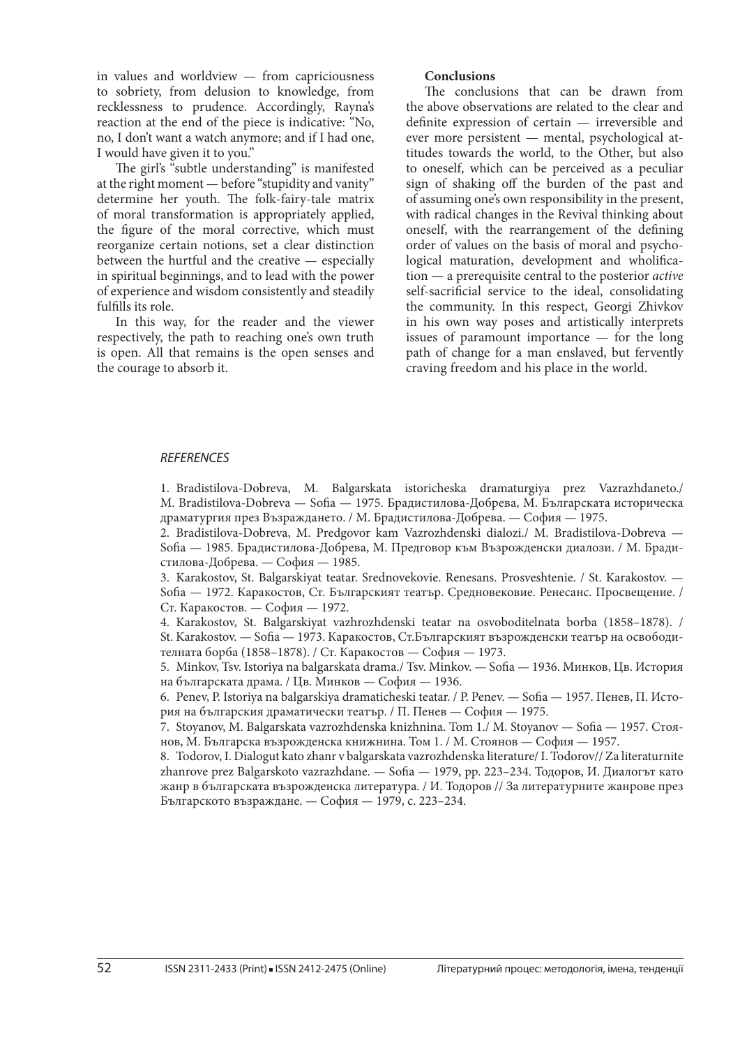in values and worldview — from capriciousness to sobriety, from delusion to knowledge, from recklessness to prudence. Accordingly, Rayna's reaction at the end of the piece is indicative: "No, no, I don't want a watch anymore; and if I had one, I would have given it to you."

The girl's "subtle understanding" is manifested at the right moment — before "stupidity and vanity" determine her youth. The folk-fairy-tale matrix of moral transformation is appropriately applied, the figure of the moral corrective, which must reorganize certain notions, set a clear distinction between the hurtful and the creative — especially in spiritual beginnings, and to lead with the power of experience and wisdom consistently and steadily fulfills its role.

In this way, for the reader and the viewer respectively, the path to reaching one's own truth is open. All that remains is the open senses and the courage to absorb it.

**Conclusions**

The conclusions that can be drawn from the above observations are related to the clear and definite expression of certain — irreversible and ever more persistent — mental, psychological attitudes towards the world, to the Other, but also to oneself, which can be perceived as a peculiar sign of shaking off the burden of the past and of assuming one's own responsibility in the present, with radical changes in the Revival thinking about oneself, with the rearrangement of the defining order of values on the basis of moral and psychological maturation, development and wholification — a prerequisite central to the posterior *active* self-sacrificial service to the ideal, consolidating the community. In this respect, Georgi Zhivkov in his own way poses and artistically interprets issues of paramount importance — for the long path of change for a man enslaved, but fervently craving freedom and his place in the world.

*REFERENCES*

1. Bradistilova-Dobreva, M. Balgarskata istoricheska dramaturgiya prez Vazrazhdaneto./ M. Bradistilova-Dobreva — Sofia — 1975. Брадистилова-Добрева, М. Българската историческа драматургия през Възраждането. / М. Брадистилова-Добрева. — София — 1975.
2. Bradistilova-Dobreva, M. Predgovor kam Vazrozhdenski dialozi./ M. Bradistilova-Dobreva — Sofia — 1985. Брадистилова-Добрева, М. Предговор към Възрожденски диалози. / М. Брадистилова-Добрева. — София — 1985.
3. Karakostov, St. Balgarskiyat teatar. Srednovekovie. Renesans. Prosveshtenie. / St. Karakostov. — Sofia — 1972. Каракостов, Ст. Българският театър. Средновековие. Ренесанс. Просвещение. / Ст. Каракостов. — София — 1972.
4. Karakostov, St. Balgarskiyat vazhrozhdenski teatar na osvoboditelnata borba (1858–1878). / St. Karakostov. — Sofia — 1973. Каракостов, Ст.Българският възрожденски театър на освободителната борба (1858–1878). / Ст. Каракостов — София — 1973.
5. Minkov, Tsv. Istoriya na balgarskata drama./ Tsv. Minkov. — Sofia — 1936. Минков, Цв. История на българската драма. / Цв. Минков — София — 1936.
6. Penev, P. Istoriya na balgarskiya dramaticheski teatar. / P. Penev. — Sofia — 1957. Пенев, П. История на българския драматически театър. / П. Пенев — София — 1975.
7. Stoyanov, M. Balgarskata vazrozhdenska knizhnina. Tom 1./ M. Stoyanov — Sofia — 1957. Стоянов, М. Българска възрожденска книжнина. Том 1. / М. Стоянов — София — 1957.
8. Todorov, I. Dialogut kato zhanr v balgarskata vazrozhdenska literature/ I. Todorov// Za literaturnite zhanrove prez Balgarskoto vazrazhdane. — Sofia — 1979, pp. 223–234. Тодоров, И. Диалогът като жанр в българската възрожденска литература. / И. Тодоров // За литературните жанрове през Българското възраждане. — София — 1979, с. 223–234.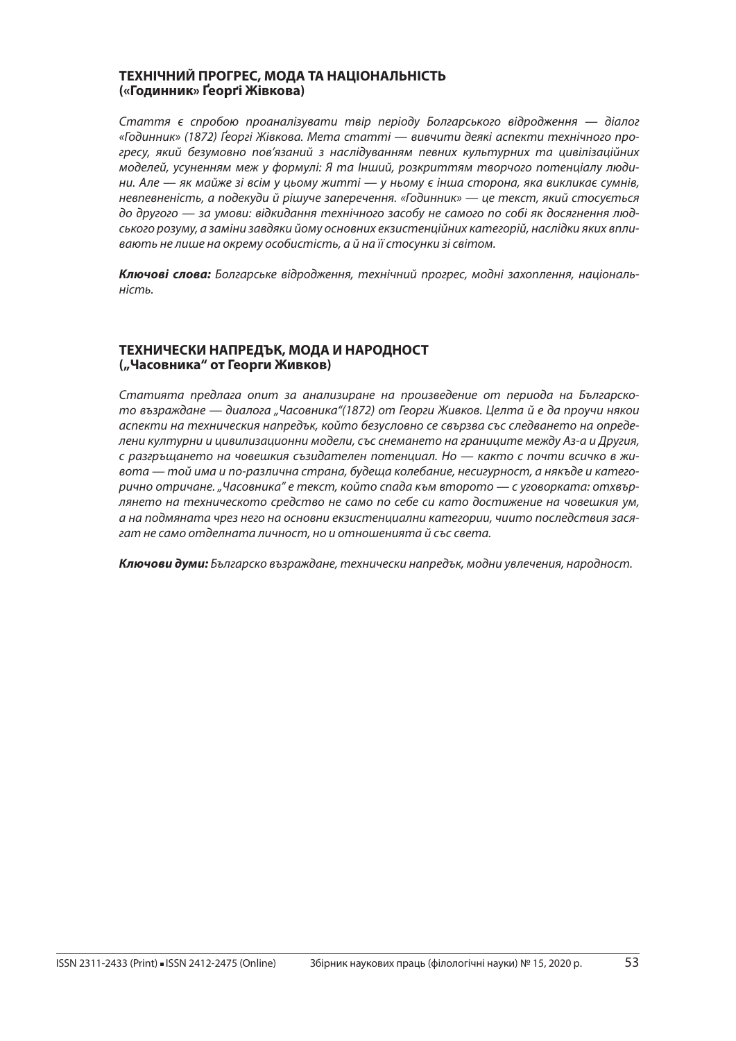## ТЕХНІЧНИЙ ПРОГРЕС, МОДА ТА НАЦІОНАЛЬНІСТЬ
## («Годинник» Ґеорґі Живкова)

*Стаття є спробою проаналізувати твір періоду Болгарського відродження — діалог «Годинник» (1872) Ґеорґі Живкова. Мета статті — вивчити деякі аспекти технічного прогресу, який безумовно пов'язаний з наслідуванням певних культурних та цивілізаційних моделей, усуненням меж у формулі: Я та Інший, розкриттям творчого потенціалу людини. Але — як майже зі всім у цьому житті — у ньому є інша сторона, яка викликає сумнів, невпевненість, а подекуди й рішуче заперечення. «Годинник» — це текст, який стосується до другого — за умови: відкидання технічного засобу не самого по собі як досягнення людського розуму, а заміни завдяки йому основних екзистенційних категорій, наслідки яких впливають не лише на окрему особистість, а й на її стосунки зі світом.*

***Ключові слова:*** *Болгарське відродження, технічний прогрес, модні захоплення, національність.*

## ТЕХНИЧЕСКИ НАПРЕДЪК, МОДА И НАРОДНОСТ
## („Часовника" от Георги Живков)

*Статията предлага опит за анализиране на произведение от периода на Българското възраждане — диалога „Часовника"(1872) от Георги Живков. Целта ѝ е да проучи някои аспекти на техническия напредък, който безусловно се свързва със следването на определени културни и цивилизационни модели, със снемането на границите между Аз-а и Другия, с разгръщането на човешкия съзидателен потенциал. Но — както с почти всичко в живота — той има и по-различна страна, будеща колебание, несигурност, а някъде и категорично отричане. „Часовника" е текст, който спада към второто — с уговорката: отхвърлянето на техническото средство не само по себе си като достижение на човешкия ум, а на подмяната чрез него на основни екзистенциални категории, чиито последствия засягат не само отделната личност, но и отношенията ѝ със света.*

***Ключови думи:*** *Българско възраждане, технически напредък, модни увлечения, народност.*